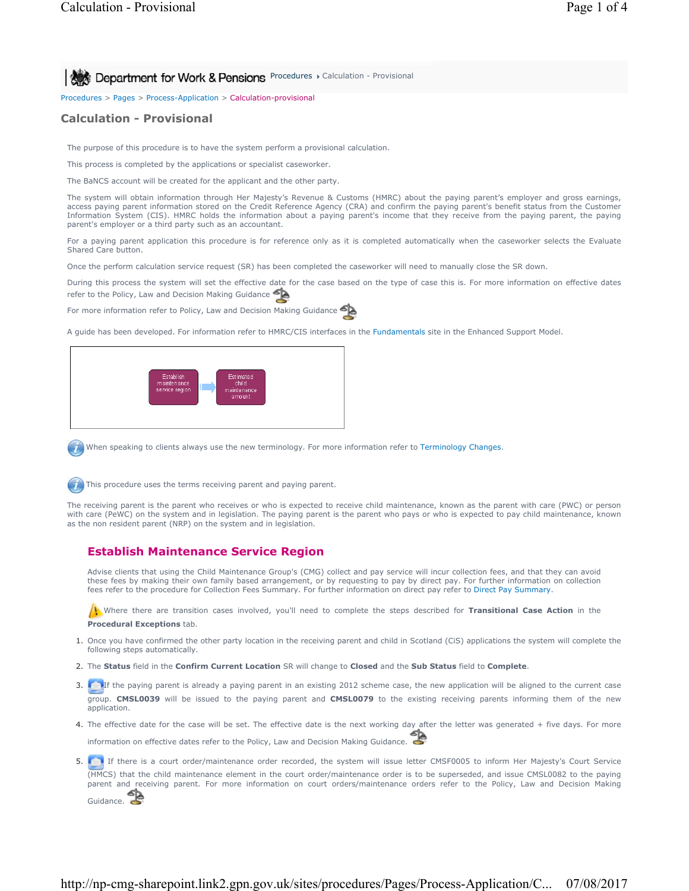Department for Work & Pensions Procedures ▸ Calculation - Provisional

Procedures > Pages > Process-Application > Calculation-provisional

# Calculation - Provisional

The purpose of this procedure is to have the system perform a provisional calculation.

This process is completed by the applications or specialist caseworker.

The BaNCS account will be created for the applicant and the other party.

The system will obtain information through Her Majesty's Revenue & Customs (HMRC) about the paying parent's employer and gross earnings, access paying parent information stored on the Credit Reference Agency (CRA) and confirm the paying parent's benefit status from the Customer Information System (CIS). HMRC holds the information about a paying parent's income that they receive from the paying parent, the paying parent's employer or a third party such as an accountant.

For a paying parent application this procedure is for reference only as it is completed automatically when the caseworker selects the Evaluate Shared Care button.

Once the perform calculation service request (SR) has been completed the caseworker will need to manually close the SR down.

During this process the system will set the effective date for the case based on the type of case this is. For more information on effective dates refer to the Policy, Law and Decision Making Guidance

For more information refer to Policy, Law and Decision Making Guidance

A guide has been developed. For information refer to HMRC/CIS interfaces in the Fundamentals site in the Enhanced Support Model.

Establish maintenance service region → Estimated child maintenance amount

When speaking to clients always use the new terminology. For more information refer to Terminology Changes.

This procedure uses the terms receiving parent and paying parent.

The receiving parent is the parent who receives or who is expected to receive child maintenance, known as the parent with care (PWC) or person with care (PeWC) on the system and in legislation. The paying parent is the parent who pays or who is expected to pay child maintenance, known as the non resident parent (NRP) on the system and in legislation.

## Establish Maintenance Service Region

Advise clients that using the Child Maintenance Group's (CMG) collect and pay service will incur collection fees, and that they can avoid these fees by making their own family based arrangement, or by requesting to pay by direct pay. For further information on collection fees refer to the procedure for Collection Fees Summary. For further information on direct pay refer to Direct Pay Summary.

Where there are transition cases involved, you'll need to complete the steps described for **Transitional Case Action** in the **Procedural Exceptions** tab.

1. Once you have confirmed the other party location in the receiving parent and child in Scotland (CiS) applications the system will complete the following steps automatically.
2. The **Status** field in the **Confirm Current Location** SR will change to **Closed** and the **Sub Status** field to **Complete**.
3. If the paying parent is already a paying parent in an existing 2012 scheme case, the new application will be aligned to the current case group. **CMSL0039** will be issued to the paying parent and **CMSL0079** to the existing receiving parents informing them of the new application.
4. The effective date for the case will be set. The effective date is the next working day after the letter was generated + five days. For more information on effective dates refer to the Policy, Law and Decision Making Guidance.
5. If there is a court order/maintenance order recorded, the system will issue letter CMSF0005 to inform Her Majesty's Court Service (HMCS) that the child maintenance element in the court order/maintenance order is to be superseded, and issue CMSL0082 to the paying parent and receiving parent. For more information on court orders/maintenance orders refer to the Policy, Law and Decision Making Guidance.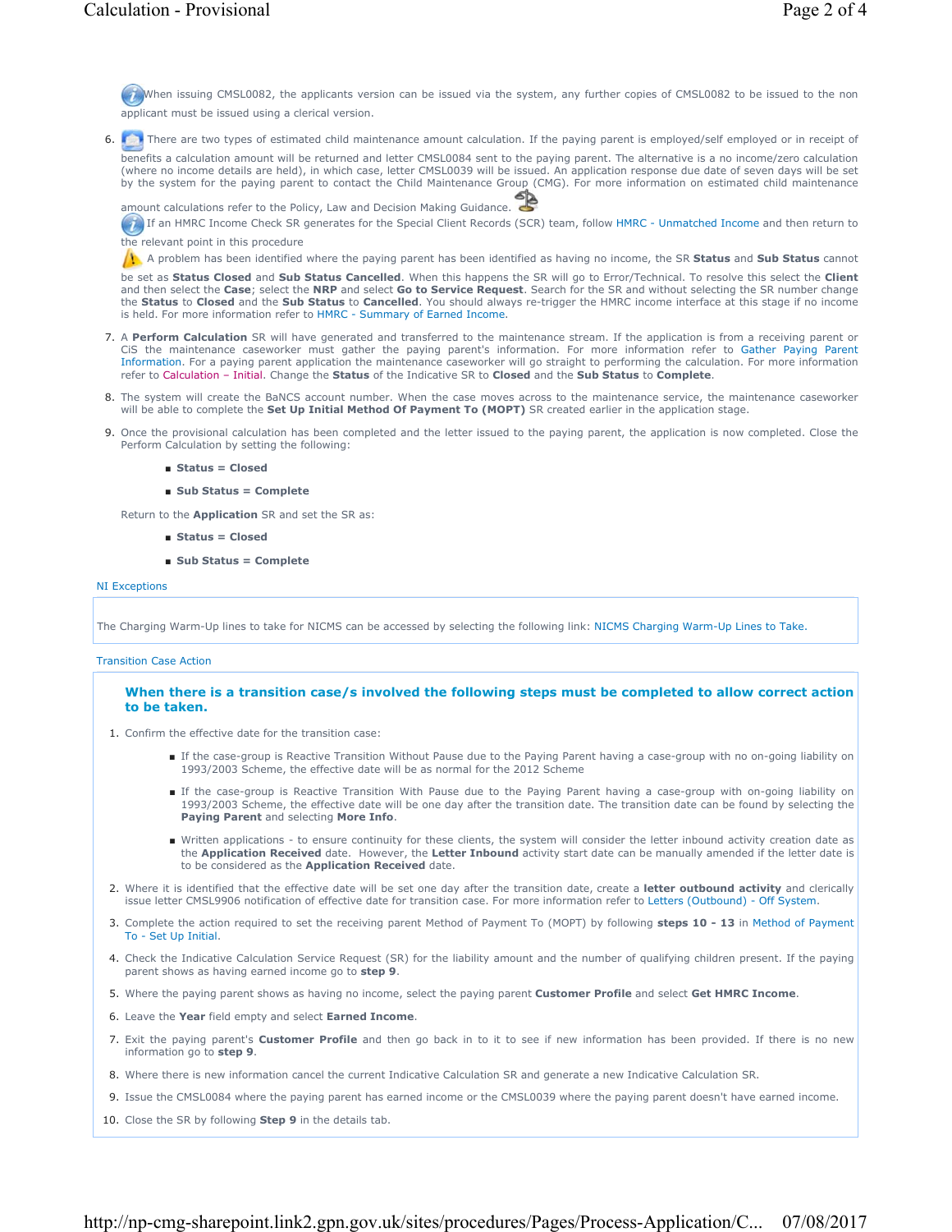When issuing CMSL0082, the applicants version can be issued via the system, any further copies of CMSL0082 to be issued to the non applicant must be issued using a clerical version.

6. There are two types of estimated child maintenance amount calculation. If the paying parent is employed/self employed or in receipt of benefits a calculation amount will be returned and letter CMSL0084 sent to the paying parent. The alternative is a no income/zero calculation (where no income details are held), in which case, letter CMSL0039 will be issued. An application response due date of seven days will be set by the system for the paying parent to contact the Child Maintenance Group (CMG). For more information on estimated child maintenance amount calculations refer to the Policy, Law and Decision Making Guidance.

   If an HMRC Income Check SR generates for the Special Client Records (SCR) team, follow HMRC - Unmatched Income and then return to the relevant point in this procedure

   A problem has been identified where the paying parent has been identified as having no income, the SR **Status** and **Sub Status** cannot be set as **Status Closed** and **Sub Status Cancelled**. When this happens the SR will go to Error/Technical. To resolve this select the **Client** and then select the **Case**; select the **NRP** and select **Go to Service Request**. Search for the SR and without selecting the SR number change the **Status** to **Closed** and the **Sub Status** to **Cancelled**. You should always re-trigger the HMRC income interface at this stage if no income is held. For more information refer to HMRC - Summary of Earned Income.

7. A **Perform Calculation** SR will have generated and transferred to the maintenance stream. If the application is from a receiving parent or CiS the maintenance caseworker must gather the paying parent's information. For more information refer to Gather Paying Parent Information. For a paying parent application the maintenance caseworker will go straight to performing the calculation. For more information refer to Calculation – Initial. Change the **Status** of the Indicative SR to **Closed** and the **Sub Status** to **Complete**.

8. The system will create the BaNCS account number. When the case moves across to the maintenance service, the maintenance caseworker will be able to complete the **Set Up Initial Method Of Payment To (MOPT)** SR created earlier in the application stage.

9. Once the provisional calculation has been completed and the letter issued to the paying parent, the application is now completed. Close the Perform Calculation by setting the following:

   - **Status = Closed**
   - **Sub Status = Complete**

   Return to the **Application** SR and set the SR as:

   - **Status = Closed**
   - **Sub Status = Complete**

NI Exceptions

The Charging Warm-Up lines to take for NICMS can be accessed by selecting the following link: NICMS Charging Warm-Up Lines to Take.

Transition Case Action

### When there is a transition case/s involved the following steps must be completed to allow correct action to be taken.

1. Confirm the effective date for the transition case:
   - If the case-group is Reactive Transition Without Pause due to the Paying Parent having a case-group with no on-going liability on 1993/2003 Scheme, the effective date will be as normal for the 2012 Scheme
   - If the case-group is Reactive Transition With Pause due to the Paying Parent having a case-group with on-going liability on 1993/2003 Scheme, the effective date will be one day after the transition date. The transition date can be found by selecting the **Paying Parent** and selecting **More Info**.
   - Written applications - to ensure continuity for these clients, the system will consider the letter inbound activity creation date as the **Application Received** date. However, the **Letter Inbound** activity start date can be manually amended if the letter date is to be considered as the **Application Received** date.
2. Where it is identified that the effective date will be set one day after the transition date, create a **letter outbound activity** and clerically issue letter CMSL9906 notification of effective date for transition case. For more information refer to Letters (Outbound) - Off System.
3. Complete the action required to set the receiving parent Method of Payment To (MOPT) by following **steps 10 - 13** in Method of Payment To - Set Up Initial.
4. Check the Indicative Calculation Service Request (SR) for the liability amount and the number of qualifying children present. If the paying parent shows as having earned income go to **step 9**.
5. Where the paying parent shows as having no income, select the paying parent **Customer Profile** and select **Get HMRC Income**.
6. Leave the **Year** field empty and select **Earned Income**.
7. Exit the paying parent's **Customer Profile** and then go back in to it to see if new information has been provided. If there is no new information go to **step 9**.
8. Where there is new information cancel the current Indicative Calculation SR and generate a new Indicative Calculation SR.
9. Issue the CMSL0084 where the paying parent has earned income or the CMSL0039 where the paying parent doesn't have earned income.
10. Close the SR by following **Step 9** in the details tab.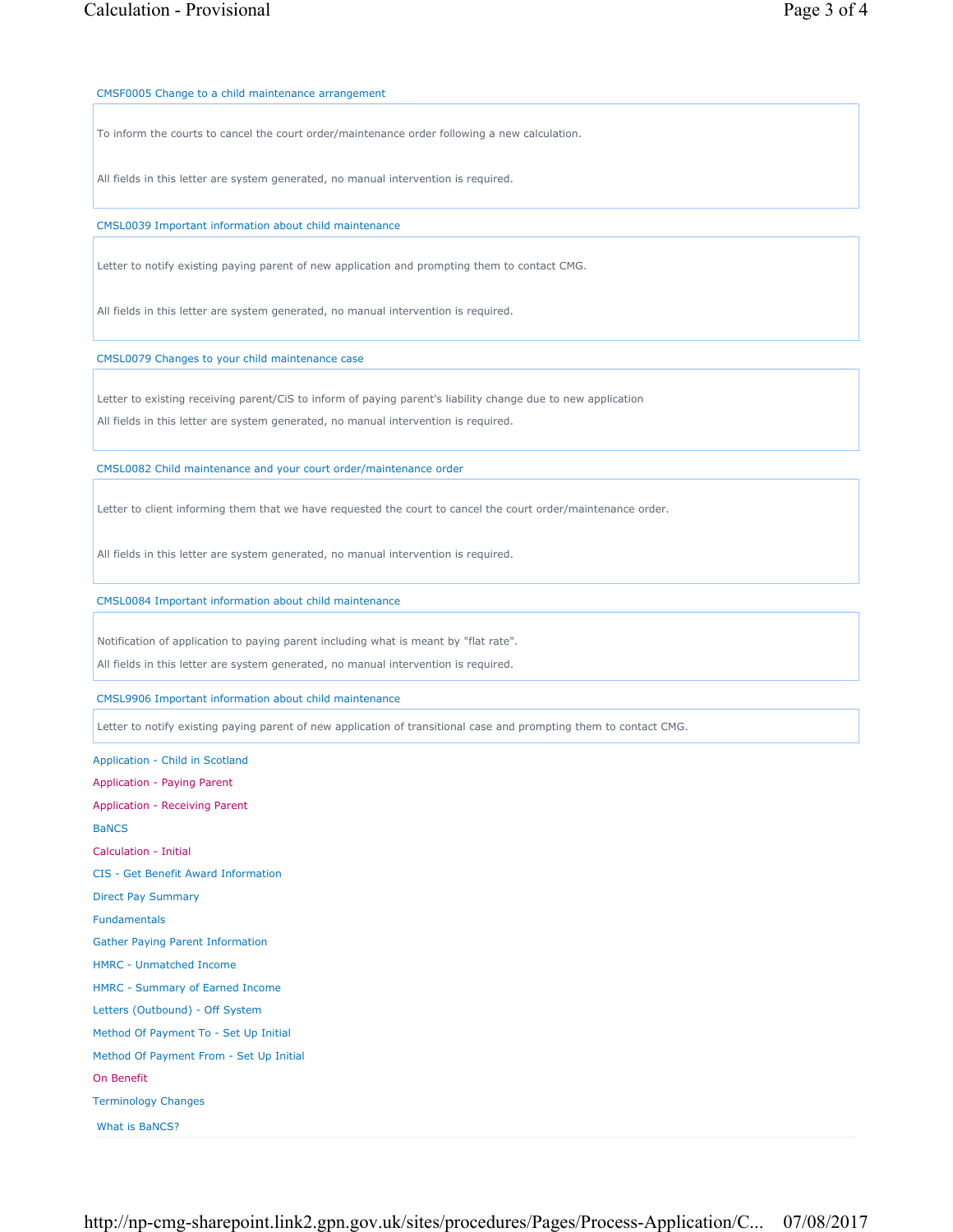### CMSF0005 Change to a child maintenance arrangement

To inform the courts to cancel the court order/maintenance order following a new calculation.

All fields in this letter are system generated, no manual intervention is required.

### CMSL0039 Important information about child maintenance

Letter to notify existing paying parent of new application and prompting them to contact CMG.

All fields in this letter are system generated, no manual intervention is required.

### CMSL0079 Changes to your child maintenance case

Letter to existing receiving parent/CiS to inform of paying parent's liability change due to new application

All fields in this letter are system generated, no manual intervention is required.

### CMSL0082 Child maintenance and your court order/maintenance order

Letter to client informing them that we have requested the court to cancel the court order/maintenance order.

All fields in this letter are system generated, no manual intervention is required.

### CMSL0084 Important information about child maintenance

Notification of application to paying parent including what is meant by "flat rate".

All fields in this letter are system generated, no manual intervention is required.

### CMSL9906 Important information about child maintenance

Letter to notify existing paying parent of new application of transitional case and prompting them to contact CMG.

Application - Child in Scotland

Application - Paying Parent

Application - Receiving Parent

BaNCS

Calculation - Initial

CIS - Get Benefit Award Information

Direct Pay Summary

Fundamentals

Gather Paying Parent Information

HMRC - Unmatched Income

HMRC - Summary of Earned Income

Letters (Outbound) - Off System

Method Of Payment To - Set Up Initial

Method Of Payment From - Set Up Initial

On Benefit

Terminology Changes

What is BaNCS?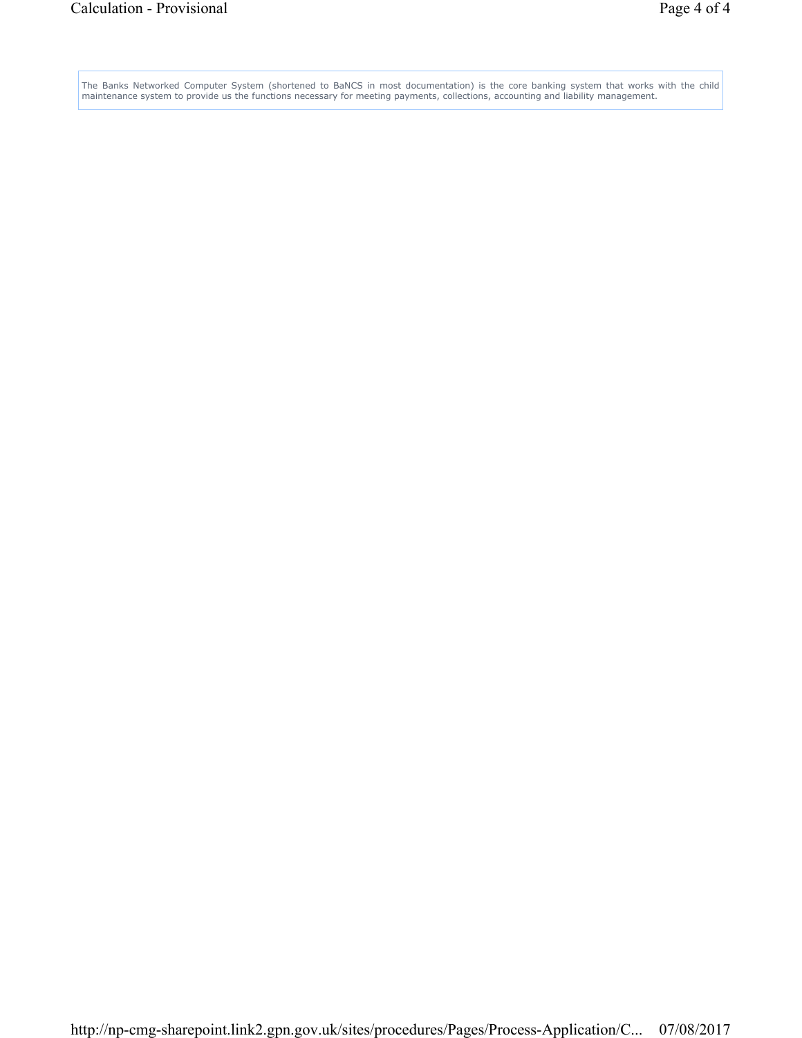The Banks Networked Computer System (shortened to BaNCS in most documentation) is the core banking system that works with the child maintenance system to provide us the functions necessary for meeting payments, collections, accounting and liability management.